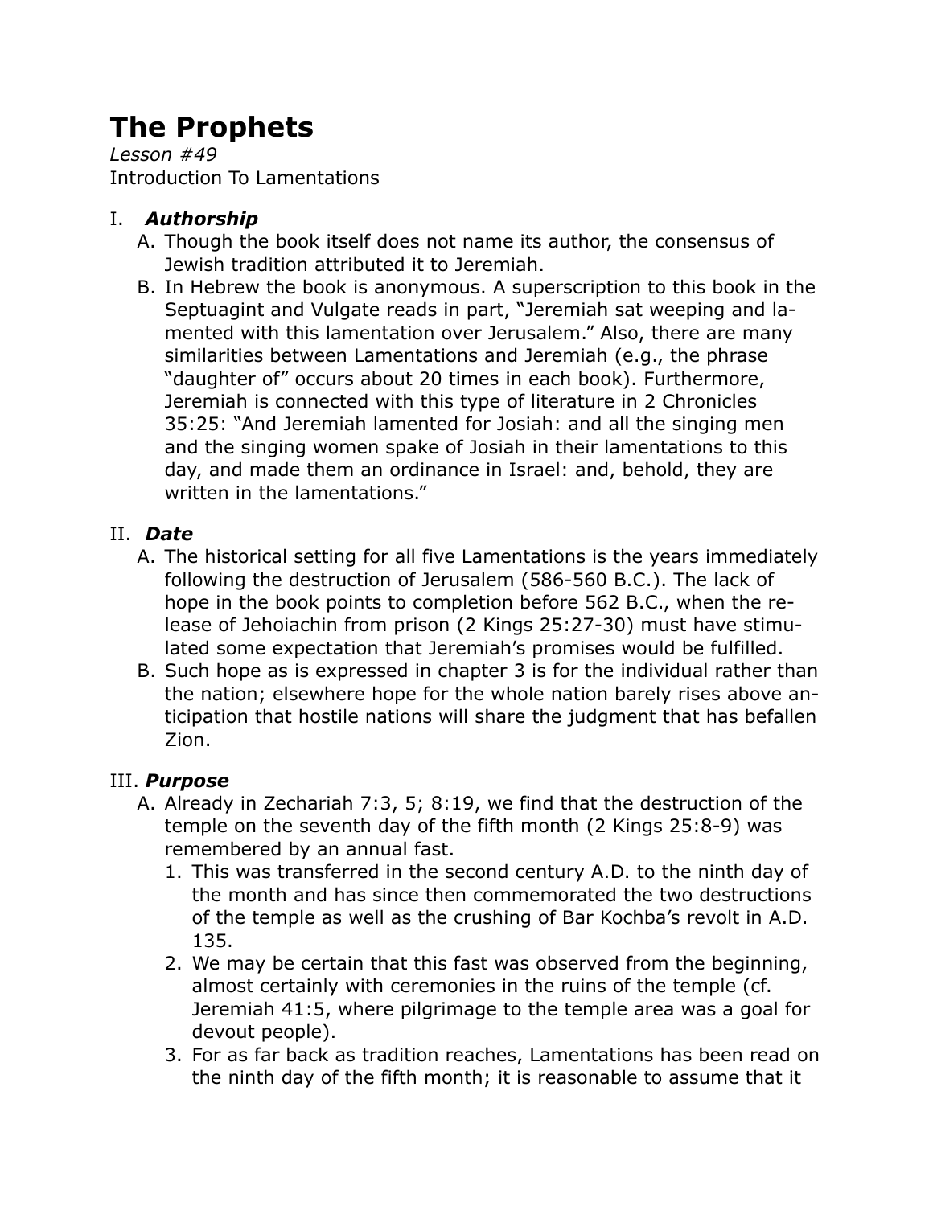# The Prophets

*Lesson #49*
Introduction To Lamentations

I. ***Authorship***

A. Though the book itself does not name its author, the consensus of Jewish tradition attributed it to Jeremiah.

B. In Hebrew the book is anonymous. A superscription to this book in the Septuagint and Vulgate reads in part, "Jeremiah sat weeping and lamented with this lamentation over Jerusalem." Also, there are many similarities between Lamentations and Jeremiah (e.g., the phrase "daughter of" occurs about 20 times in each book). Furthermore, Jeremiah is connected with this type of literature in 2 Chronicles 35:25: "And Jeremiah lamented for Josiah: and all the singing men and the singing women spake of Josiah in their lamentations to this day, and made them an ordinance in Israel: and, behold, they are written in the lamentations."

II. ***Date***

A. The historical setting for all five Lamentations is the years immediately following the destruction of Jerusalem (586-560 B.C.). The lack of hope in the book points to completion before 562 B.C., when the release of Jehoiachin from prison (2 Kings 25:27-30) must have stimulated some expectation that Jeremiah's promises would be fulfilled.

B. Such hope as is expressed in chapter 3 is for the individual rather than the nation; elsewhere hope for the whole nation barely rises above anticipation that hostile nations will share the judgment that has befallen Zion.

III. ***Purpose***

A. Already in Zechariah 7:3, 5; 8:19, we find that the destruction of the temple on the seventh day of the fifth month (2 Kings 25:8-9) was remembered by an annual fast.

1. This was transferred in the second century A.D. to the ninth day of the month and has since then commemorated the two destructions of the temple as well as the crushing of Bar Kochba's revolt in A.D. 135.
2. We may be certain that this fast was observed from the beginning, almost certainly with ceremonies in the ruins of the temple (cf. Jeremiah 41:5, where pilgrimage to the temple area was a goal for devout people).
3. For as far back as tradition reaches, Lamentations has been read on the ninth day of the fifth month; it is reasonable to assume that it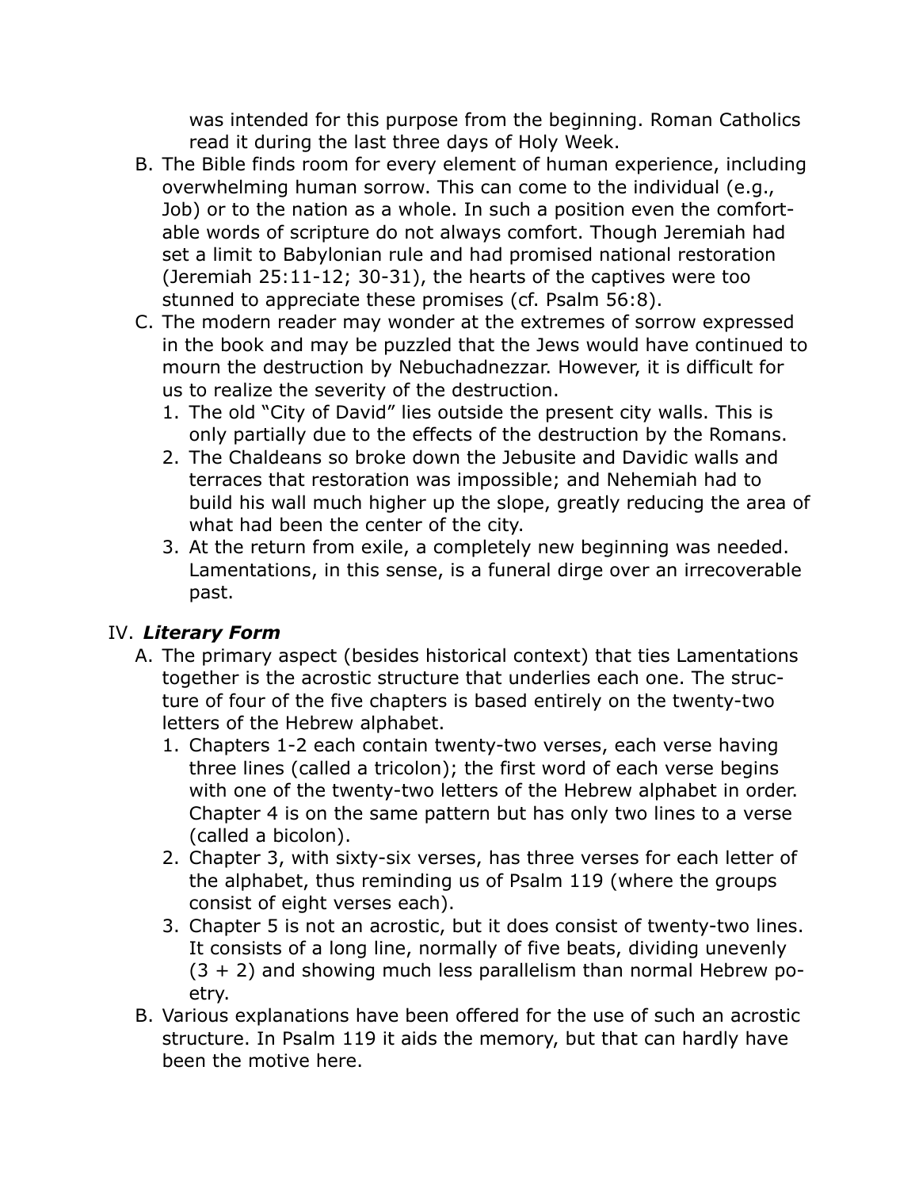was intended for this purpose from the beginning. Roman Catholics read it during the last three days of Holy Week.

B. The Bible finds room for every element of human experience, including overwhelming human sorrow. This can come to the individual (e.g., Job) or to the nation as a whole. In such a position even the comfortable words of scripture do not always comfort. Though Jeremiah had set a limit to Babylonian rule and had promised national restoration (Jeremiah 25:11-12; 30-31), the hearts of the captives were too stunned to appreciate these promises (cf. Psalm 56:8).

C. The modern reader may wonder at the extremes of sorrow expressed in the book and may be puzzled that the Jews would have continued to mourn the destruction by Nebuchadnezzar. However, it is difficult for us to realize the severity of the destruction.
   1. The old "City of David" lies outside the present city walls. This is only partially due to the effects of the destruction by the Romans.
   2. The Chaldeans so broke down the Jebusite and Davidic walls and terraces that restoration was impossible; and Nehemiah had to build his wall much higher up the slope, greatly reducing the area of what had been the center of the city.
   3. At the return from exile, a completely new beginning was needed. Lamentations, in this sense, is a funeral dirge over an irrecoverable past.

## IV. ***Literary Form***

A. The primary aspect (besides historical context) that ties Lamentations together is the acrostic structure that underlies each one. The structure of four of the five chapters is based entirely on the twenty-two letters of the Hebrew alphabet.
   1. Chapters 1-2 each contain twenty-two verses, each verse having three lines (called a tricolon); the first word of each verse begins with one of the twenty-two letters of the Hebrew alphabet in order. Chapter 4 is on the same pattern but has only two lines to a verse (called a bicolon).
   2. Chapter 3, with sixty-six verses, has three verses for each letter of the alphabet, thus reminding us of Psalm 119 (where the groups consist of eight verses each).
   3. Chapter 5 is not an acrostic, but it does consist of twenty-two lines. It consists of a long line, normally of five beats, dividing unevenly (3 + 2) and showing much less parallelism than normal Hebrew poetry.

B. Various explanations have been offered for the use of such an acrostic structure. In Psalm 119 it aids the memory, but that can hardly have been the motive here.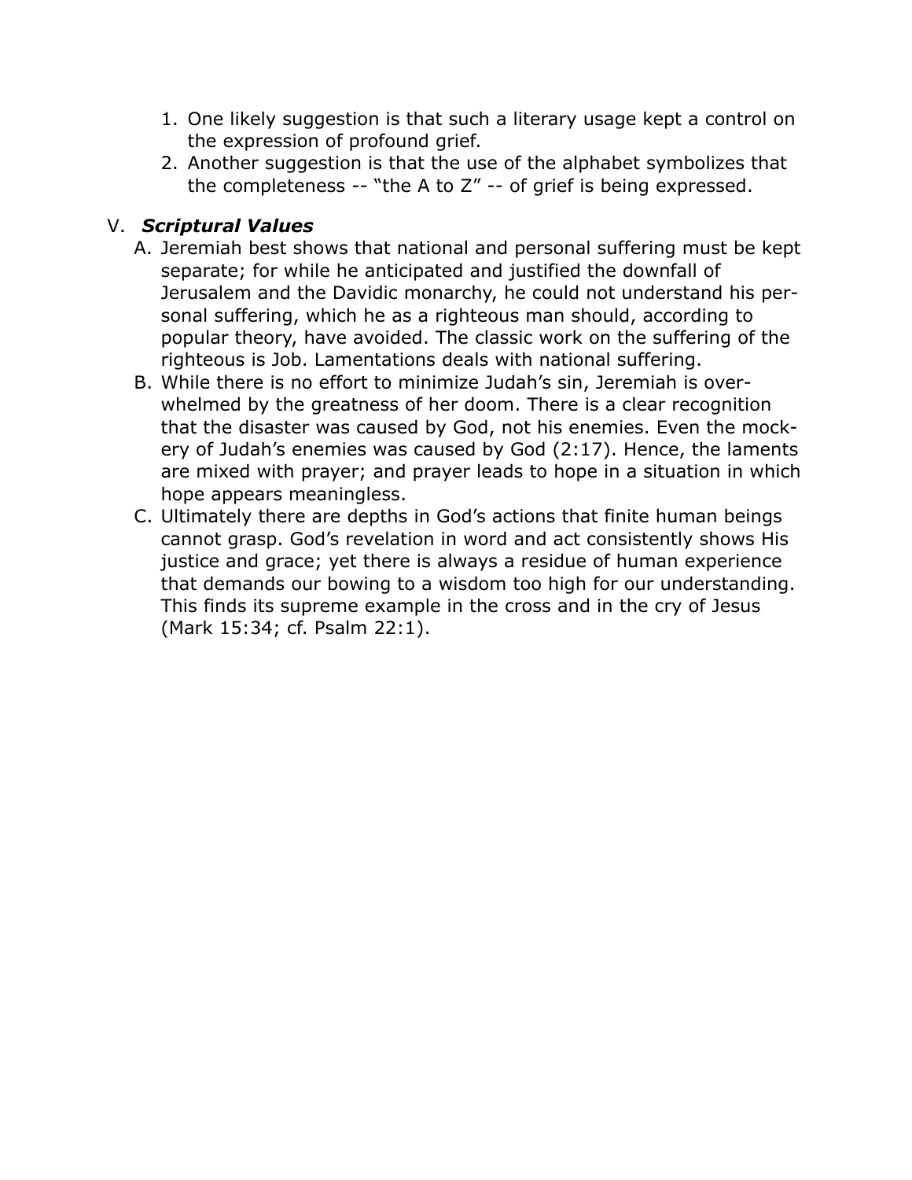1. One likely suggestion is that such a literary usage kept a control on the expression of profound grief.
2. Another suggestion is that the use of the alphabet symbolizes that the completeness -- "the A to Z" -- of grief is being expressed.

V. ***Scriptural Values***

A. Jeremiah best shows that national and personal suffering must be kept separate; for while he anticipated and justified the downfall of Jerusalem and the Davidic monarchy, he could not understand his personal suffering, which he as a righteous man should, according to popular theory, have avoided. The classic work on the suffering of the righteous is Job. Lamentations deals with national suffering.

B. While there is no effort to minimize Judah's sin, Jeremiah is overwhelmed by the greatness of her doom. There is a clear recognition that the disaster was caused by God, not his enemies. Even the mockery of Judah's enemies was caused by God (2:17). Hence, the laments are mixed with prayer; and prayer leads to hope in a situation in which hope appears meaningless.

C. Ultimately there are depths in God's actions that finite human beings cannot grasp. God's revelation in word and act consistently shows His justice and grace; yet there is always a residue of human experience that demands our bowing to a wisdom too high for our understanding. This finds its supreme example in the cross and in the cry of Jesus (Mark 15:34; cf. Psalm 22:1).